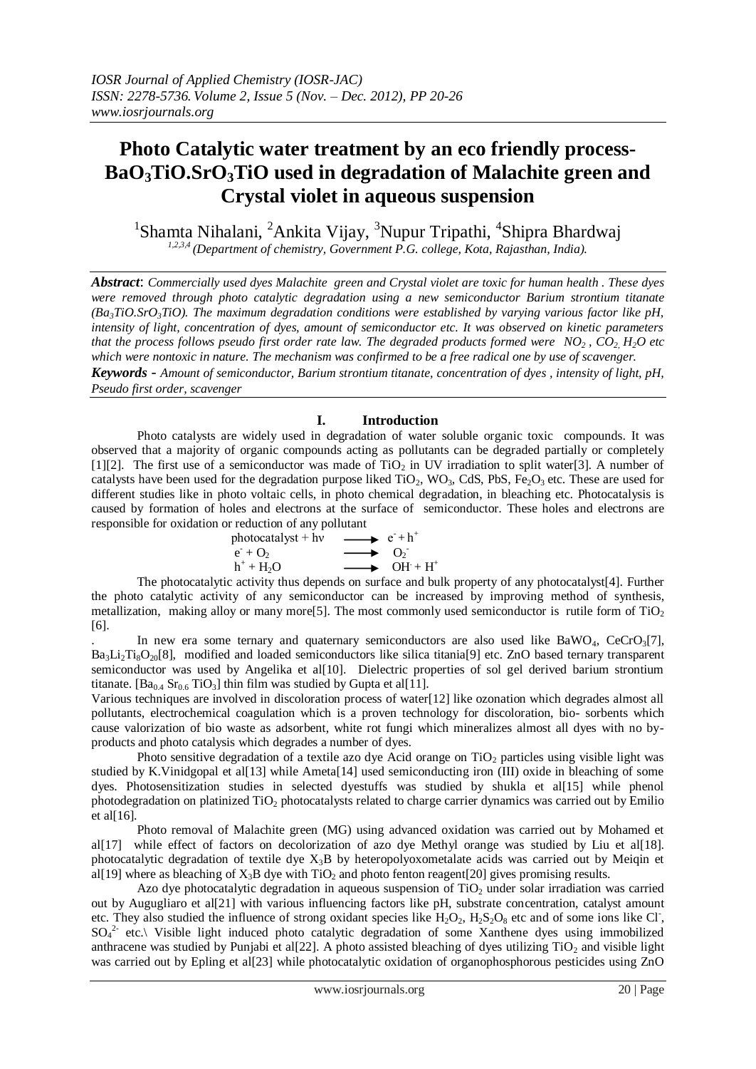# Photo Catalytic water treatment by an eco friendly process- $BaO_3TiO.SrO_3TiO$ used in degradation of Malachite green and Crystal violet in aqueous suspension

[1]Shamta Nihalani, [2]Ankita Vijay, [3]Nupur Tripathi, [4]Shipra Bhardwaj

[1,2,3,4] *(Department of chemistry, Government P.G. college, Kota, Rajasthan, India).*

***Abstract**: Commercially used dyes Malachite green and Crystal violet are toxic for human health . These dyes were removed through photo catalytic degradation using a new semiconductor Barium strontium titanate ($Ba_3TiO.SrO_3TiO$). The maximum degradation conditions were established by varying various factor like pH, intensity of light, concentration of dyes, amount of semiconductor etc. It was observed on kinetic parameters that the process follows pseudo first order rate law. The degraded products formed were $NO_2$ , $CO_2$, $H_2O$ etc which were nontoxic in nature. The mechanism was confirmed to be a free radical one by use of scavenger.*

***Keywords** - Amount of semiconductor, Barium strontium titanate, concentration of dyes , intensity of light, pH, Pseudo first order, scavenger*

## I. Introduction

Photo catalysts are widely used in degradation of water soluble organic toxic compounds. It was observed that a majority of organic compounds acting as pollutants can be degraded partially or completely [1][2]. The first use of a semiconductor was made of $TiO_2$ in UV irradiation to split water[3]. A number of catalysts have been used for the degradation purpose liked $TiO_2$, $WO_3$, CdS, PbS, $Fe_2O_3$ etc. These are used for different studies like in photo voltaic cells, in photo chemical degradation, in bleaching etc. Photocatalysis is caused by formation of holes and electrons at the surface of semiconductor. These holes and electrons are responsible for oxidation or reduction of any pollutant

$$\text{photocatalyst} + h\nu \longrightarrow e^- + h^+$$

$$e^- + O_2 \longrightarrow O_2^-$$

$$h^+ + H_2O \longrightarrow OH^- + H^+$$

The photocatalytic activity thus depends on surface and bulk property of any photocatalyst[4]. Further the photo catalytic activity of any semiconductor can be increased by improving method of synthesis, metallization, making alloy or many more[5]. The most commonly used semiconductor is rutile form of $TiO_2$ [6].

. In new era some ternary and quaternary semiconductors are also used like $BaWO_4$, $CeCrO_3$[7], $Ba_3Li_2Ti_8O_{20}$[8], modified and loaded semiconductors like silica titania[9] etc. ZnO based ternary transparent semiconductor was used by Angelika et al[10]. Dielectric properties of sol gel derived barium strontium titanate. [$Ba_{0.4}$ $Sr_{0.6}$ $TiO_3$] thin film was studied by Gupta et al[11].

Various techniques are involved in discoloration process of water[12] like ozonation which degrades almost all pollutants, electrochemical coagulation which is a proven technology for discoloration, bio- sorbents which cause valorization of bio waste as adsorbent, white rot fungi which mineralizes almost all dyes with no by-products and photo catalysis which degrades a number of dyes.

Photo sensitive degradation of a textile azo dye Acid orange on $TiO_2$ particles using visible light was studied by K.Vinidgopal et al[13] while Ameta[14] used semiconducting iron (III) oxide in bleaching of some dyes. Photosensitization studies in selected dyestuffs was studied by shukla et al[15] while phenol photodegradation on platinized $TiO_2$ photocatalysts related to charge carrier dynamics was carried out by Emilio et al[16].

Photo removal of Malachite green (MG) using advanced oxidation was carried out by Mohamed et al[17] while effect of factors on decolorization of azo dye Methyl orange was studied by Liu et al[18]. photocatalytic degradation of textile dye $X_3B$ by heteropolyoxometalate acids was carried out by Meiqin et al[19] where as bleaching of $X_3B$ dye with $TiO_2$ and photo fenton reagent[20] gives promising results.

Azo dye photocatalytic degradation in aqueous suspension of $TiO_2$ under solar irradiation was carried out by Augugliaro et al[21] with various influencing factors like pH, substrate concentration, catalyst amount etc. They also studied the influence of strong oxidant species like $H_2O_2$, $H_2S_2O_8$ etc and of some ions like $Cl^-$, $SO_4^{2-}$ etc.\ Visible light induced photo catalytic degradation of some Xanthene dyes using immobilized anthracene was studied by Punjabi et al[22]. A photo assisted bleaching of dyes utilizing $TiO_2$ and visible light was carried out by Epling et al[23] while photocatalytic oxidation of organophosphorous pesticides using ZnO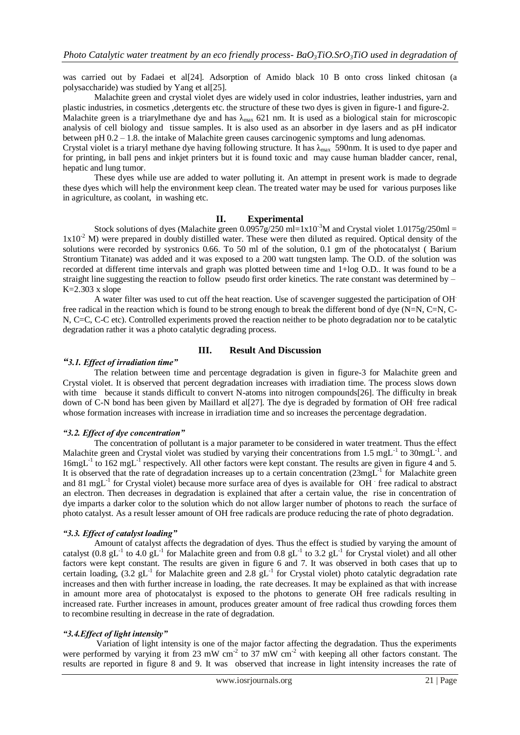was carried out by Fadaei et al[24]. Adsorption of Amido black 10 B onto cross linked chitosan (a polysaccharide) was studied by Yang et al[25].

Malachite green and crystal violet dyes are widely used in color industries, leather industries, yarn and plastic industries, in cosmetics ,detergents etc. the structure of these two dyes is given in figure-1 and figure-2.

Malachite green is a triarylmethane dye and has $\lambda_{max}$ 621 nm. It is used as a biological stain for microscopic analysis of cell biology and tissue samples. It is also used as an absorber in dye lasers and as pH indicator between pH 0.2 – 1.8. the intake of Malachite green causes carcinogenic symptoms and lung adenomas.

Crystal violet is a triaryl methane dye having following structure. It has $\lambda_{max}$ 590nm. It is used to dye paper and for printing, in ball pens and inkjet printers but it is found toxic and may cause human bladder cancer, renal, hepatic and lung tumor.

These dyes while use are added to water polluting it. An attempt in present work is made to degrade these dyes which will help the environment keep clean. The treated water may be used for various purposes like in agriculture, as coolant, in washing etc.

## II. Experimental

Stock solutions of dyes (Malachite green 0.0957g/250 ml=$1x10^{-3}$M and Crystal violet 1.0175g/250ml = $1x10^{-2}$ M) were prepared in doubly distilled water. These were then diluted as required. Optical density of the solutions were recorded by systronics 0.66. To 50 ml of the solution, 0.1 gm of the photocatalyst ( Barium Strontium Titanate) was added and it was exposed to a 200 watt tungsten lamp. The O.D. of the solution was recorded at different time intervals and graph was plotted between time and 1+log O.D.. It was found to be a straight line suggesting the reaction to follow pseudo first order kinetics. The rate constant was determined by – K=2.303 x slope

A water filter was used to cut off the heat reaction. Use of scavenger suggested the participation of $OH^{.}$ free radical in the reaction which is found to be strong enough to break the different bond of dye (N=N, C=N, C-N, C=C, C-C etc). Controlled experiments proved the reaction neither to be photo degradation nor to be catalytic degradation rather it was a photo catalytic degrading process.

## III. Result And Discussion

### *"3.1. Effect of irradiation time"*

The relation between time and percentage degradation is given in figure-3 for Malachite green and Crystal violet. It is observed that percent degradation increases with irradiation time. The process slows down with time because it stands difficult to convert N-atoms into nitrogen compounds[26]. The difficulty in break down of C-N bond has been given by Maillard et al[27]. The dye is degraded by formation of $OH^{.}$ free radical whose formation increases with increase in irradiation time and so increases the percentage degradation.

### *"3.2. Effect of dye concentration"*

The concentration of pollutant is a major parameter to be considered in water treatment. Thus the effect Malachite green and Crystal violet was studied by varying their concentrations from 1.5 $mgL^{-1}$ to 30$mgL^{-1}$. and 16$mgL^{-1}$ to 162 $mgL^{-1}$ respectively. All other factors were kept constant. The results are given in figure 4 and 5. It is observed that the rate of degradation increases up to a certain concentration (23$mgL^{-1}$ for Malachite green and 81 $mgL^{-1}$ for Crystal violet) because more surface area of dyes is available for $OH^{.}$ free radical to abstract an electron. Then decreases in degradation is explained that after a certain value, the rise in concentration of dye imparts a darker color to the solution which do not allow larger number of photons to reach the surface of photo catalyst. As a result lesser amount of OH free radicals are produce reducing the rate of photo degradation.

### *"3.3. Effect of catalyst loading"*

Amount of catalyst affects the degradation of dyes. Thus the effect is studied by varying the amount of catalyst (0.8 $gL^{-1}$ to 4.0 $gL^{-1}$ for Malachite green and from 0.8 $gL^{-1}$ to 3.2 $gL^{-1}$ for Crystal violet) and all other factors were kept constant. The results are given in figure 6 and 7. It was observed in both cases that up to certain loading, (3.2 $gL^{-1}$ for Malachite green and 2.8 $gL^{-1}$ for Crystal violet) photo catalytic degradation rate increases and then with further increase in loading, the rate decreases. It may be explained as that with increase in amount more area of photocatalyst is exposed to the photons to generate OH free radicals resulting in increased rate. Further increases in amount, produces greater amount of free radical thus crowding forces them to recombine resulting in decrease in the rate of degradation.

### *"3.4.Effect of light intensity"*

Variation of light intensity is one of the major factor affecting the degradation. Thus the experiments were performed by varying it from 23 mW $cm^{-2}$ to 37 mW $cm^{-2}$ with keeping all other factors constant. The results are reported in figure 8 and 9. It was observed that increase in light intensity increases the rate of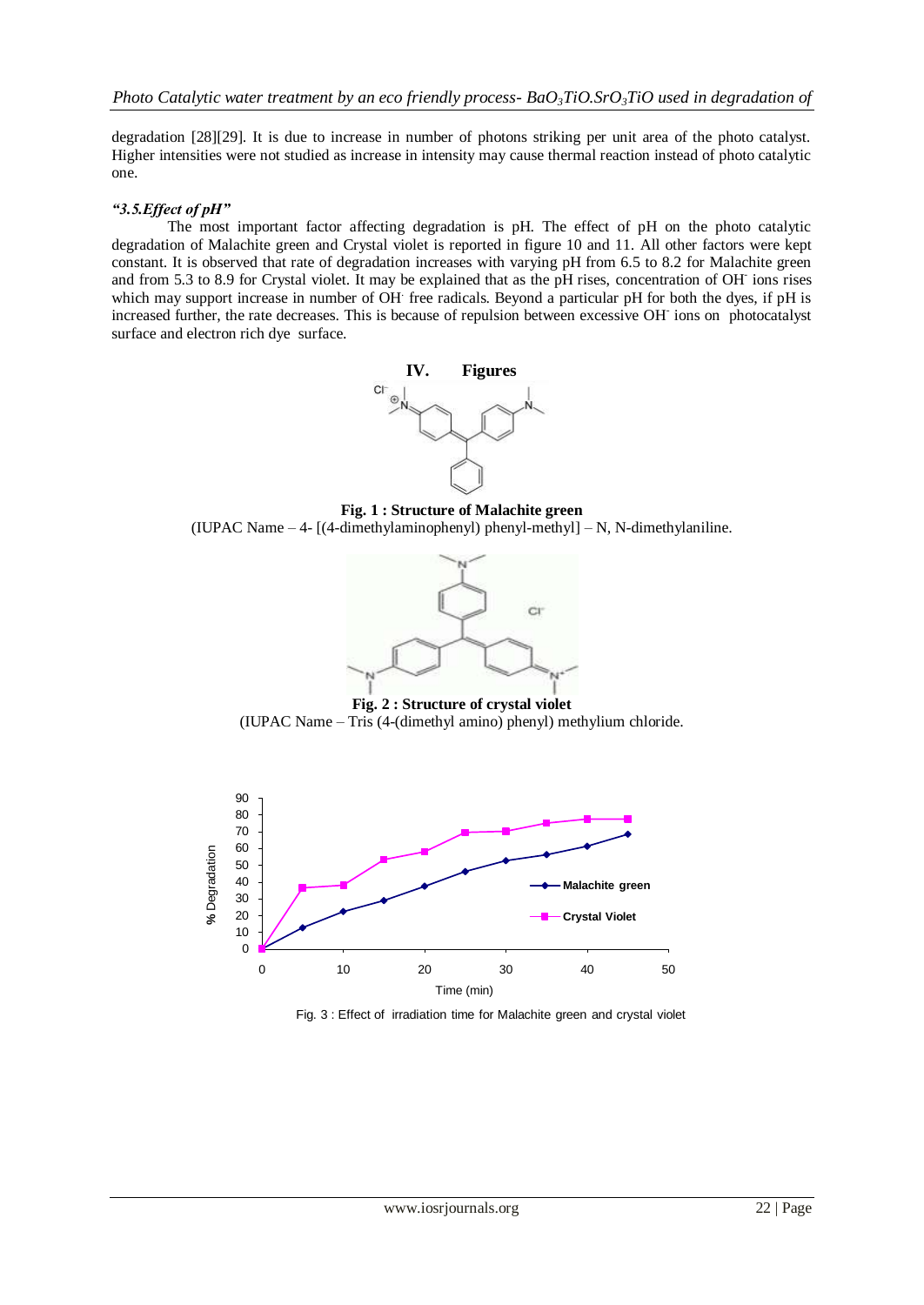degradation [28][29]. It is due to increase in number of photons striking per unit area of the photo catalyst. Higher intensities were not studied as increase in intensity may cause thermal reaction instead of photo catalytic one.

### *"3.5.Effect of pH"*

The most important factor affecting degradation is pH. The effect of pH on the photo catalytic degradation of Malachite green and Crystal violet is reported in figure 10 and 11. All other factors were kept constant. It is observed that rate of degradation increases with varying pH from 6.5 to 8.2 for Malachite green and from 5.3 to 8.9 for Crystal violet. It may be explained that as the pH rises, concentration of $OH^-$ ions rises which may support increase in number of $OH^-$ free radicals. Beyond a particular pH for both the dyes, if pH is increased further, the rate decreases. This is because of repulsion between excessive $OH^-$ ions on photocatalyst surface and electron rich dye surface.

## IV. Figures

**Fig. 1 : Structure of Malachite green**

(IUPAC Name – 4- [(4-dimethylaminophenyl) phenyl-methyl] – N, N-dimethylaniline.

**Fig. 2 : Structure of crystal violet**

(IUPAC Name – Tris (4-(dimethyl amino) phenyl) methylium chloride.

Fig. 3 : Effect of irradiation time for Malachite green and crystal violet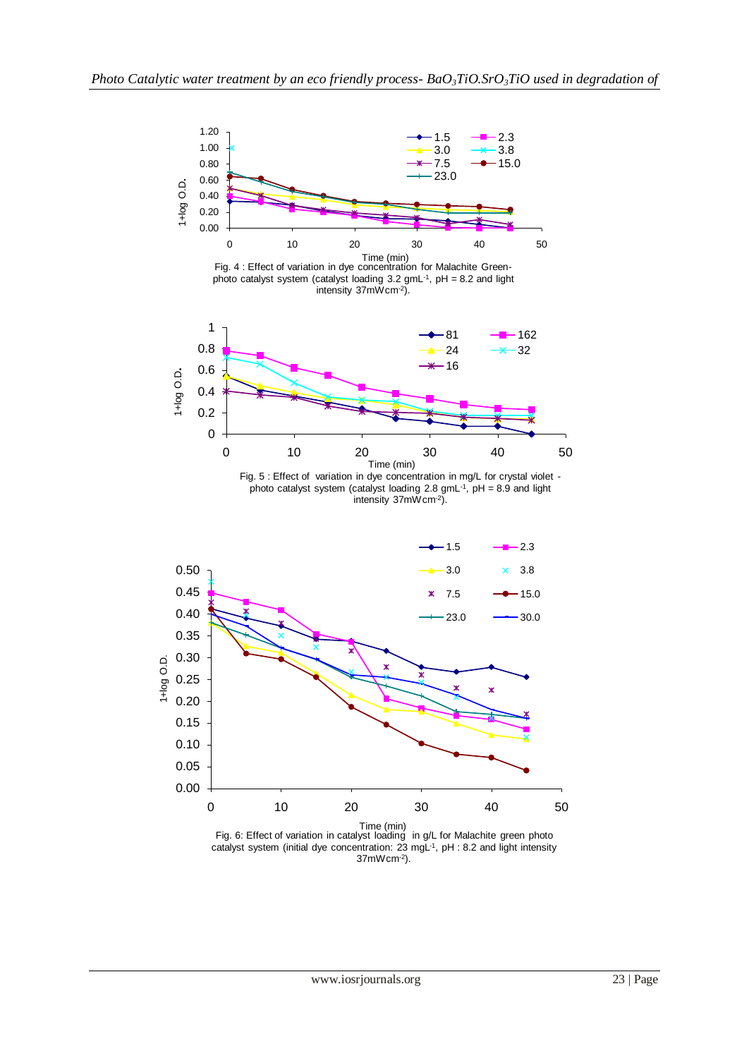Fig. 4 : Effect of variation in dye concentration for Malachite Green-photo catalyst system (catalyst loading 3.2 $gmL^{-1}$, pH = 8.2 and light intensity 37$mWcm^{-2}$).

Fig. 5 : Effect of variation in dye concentration in mg/L for crystal violet - photo catalyst system (catalyst loading 2.8 $gmL^{-1}$, pH = 8.9 and light intensity 37$mWcm^{-2}$).

Fig. 6: Effect of variation in catalyst loading in g/L for Malachite green photo catalyst system (initial dye concentration: 23 $mgL^{-1}$, pH : 8.2 and light intensity 37$mWcm^{-2}$).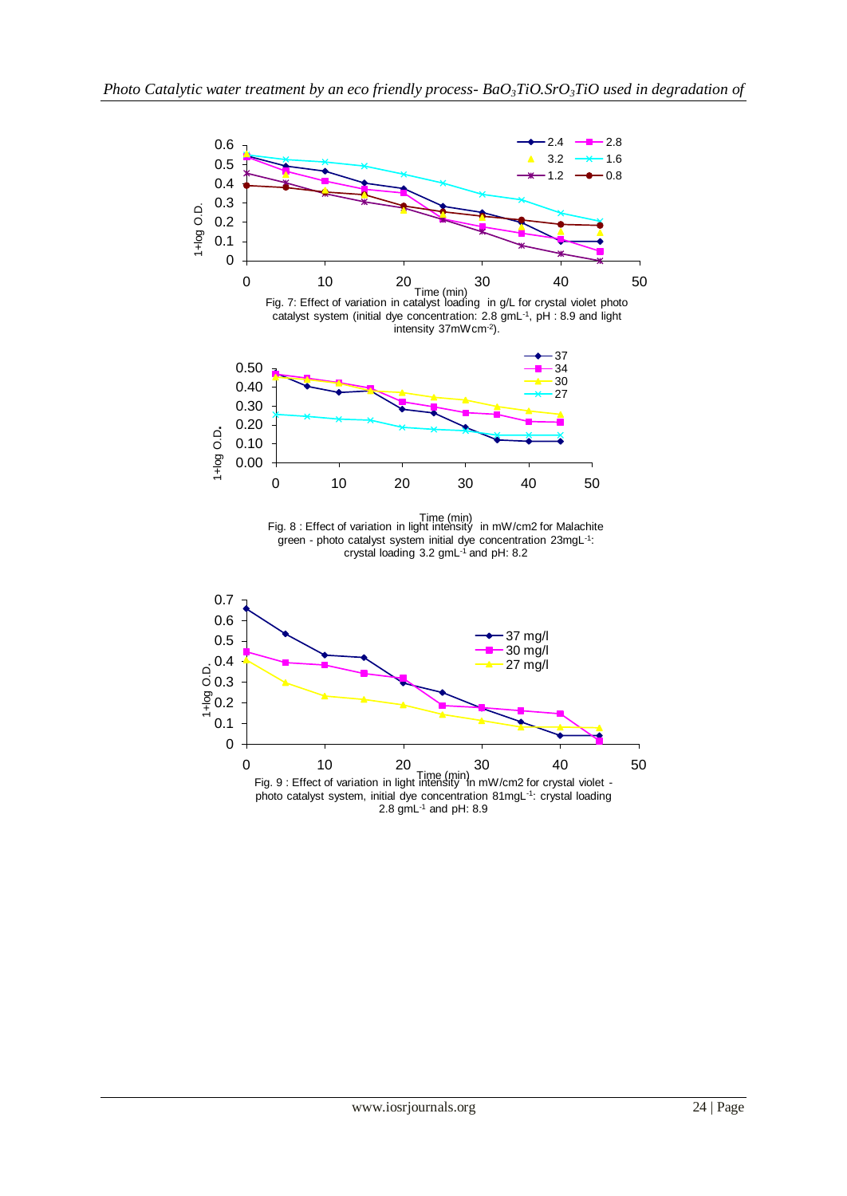Fig. 7: Effect of variation in catalyst loading in g/L for crystal violet photo catalyst system (initial dye concentration: 2.8 gmL$^{-1}$, pH : 8.9 and light intensity 37mWcm$^{-2}$).

Fig. 8 : Effect of variation in light intensity in mW/cm2 for Malachite green - photo catalyst system initial dye concentration 23mgL$^{-1}$: crystal loading 3.2 gmL$^{-1}$ and pH: 8.2

Fig. 9 : Effect of variation in light intensity in mW/cm2 for crystal violet - photo catalyst system, initial dye concentration 81mgL$^{-1}$: crystal loading 2.8 gmL$^{-1}$ and pH: 8.9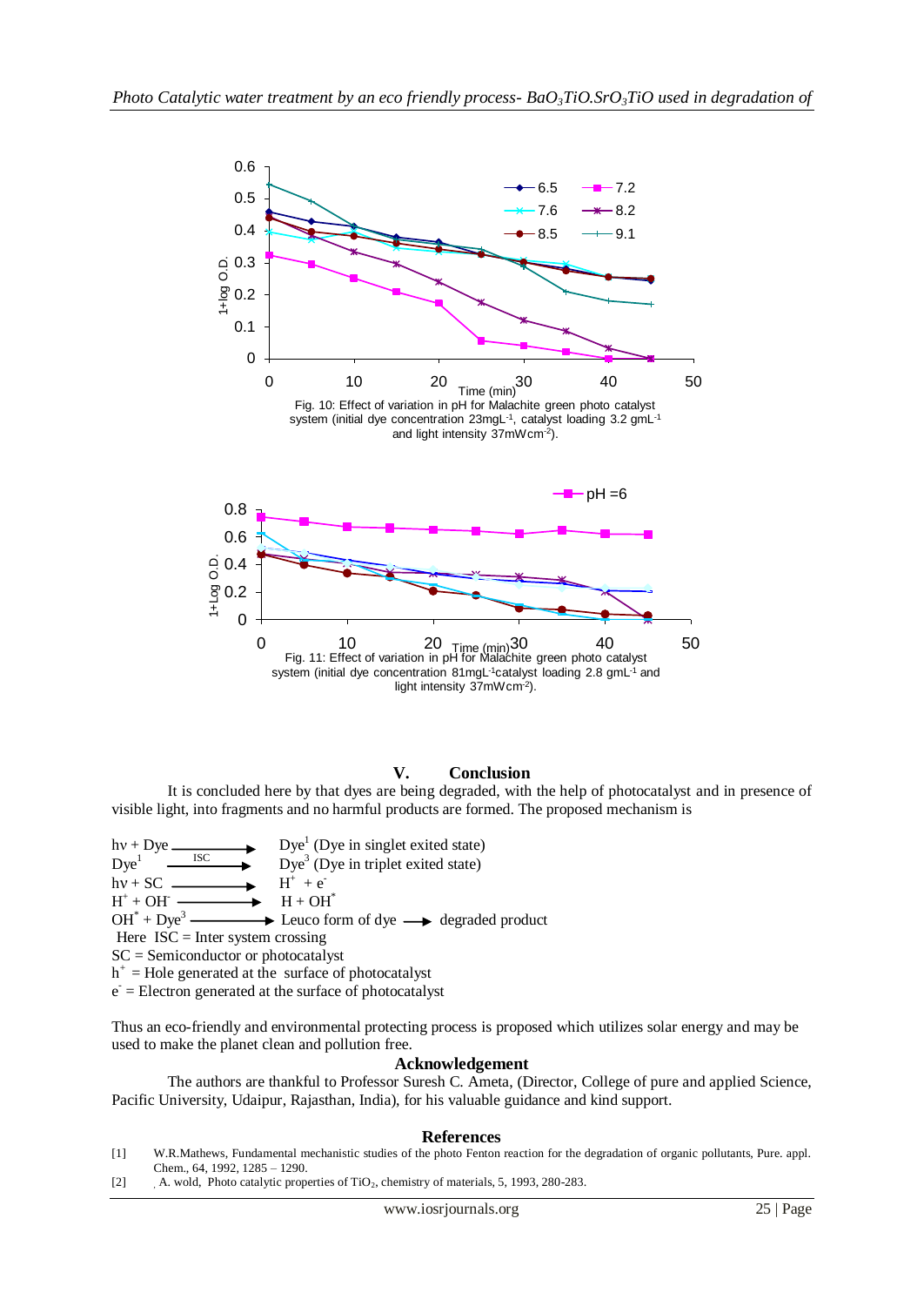Fig. 10: Effect of variation in pH for Malachite green photo catalyst system (initial dye concentration 23mgL$^{-1}$, catalyst loading 3.2 gmL$^{-1}$ and light intensity 37mWcm$^{-2}$).

Fig. 11: Effect of variation in pH for Malachite green photo catalyst system (initial dye concentration 81mgL$^{-1}$catalyst loading 2.8 gmL$^{-1}$ and light intensity 37mWcm$^{-2}$).

## V. Conclusion

It is concluded here by that dyes are being degraded, with the help of photocatalyst and in presence of visible light, into fragments and no harmful products are formed. The proposed mechanism is

$h\nu + Dye \longrightarrow Dye^1$ (Dye in singlet exited state)

$Dye^1 \xrightarrow{ISC} Dye^3$ (Dye in triplet exited state)

$h\nu + SC \longrightarrow H^+ + e^-$

$H^+ + OH^- \longrightarrow H + OH^*$

$OH^* + Dye^3 \longrightarrow$ Leuco form of dye $\longrightarrow$ degraded product

Here ISC = Inter system crossing

SC = Semiconductor or photocatalyst

$h^+$ = Hole generated at the surface of photocatalyst

$e^-$ = Electron generated at the surface of photocatalyst

Thus an eco-friendly and environmental protecting process is proposed which utilizes solar energy and may be used to make the planet clean and pollution free.

### Acknowledgement

The authors are thankful to Professor Suresh C. Ameta, (Director, College of pure and applied Science, Pacific University, Udaipur, Rajasthan, India), for his valuable guidance and kind support.

### References

[1] W.R.Mathews, Fundamental mechanistic studies of the photo Fenton reaction for the degradation of organic pollutants, Pure. appl. Chem., 64, 1992, 1285 – 1290.

[2] A. wold, Photo catalytic properties of $TiO_2$, chemistry of materials, 5, 1993, 280-283.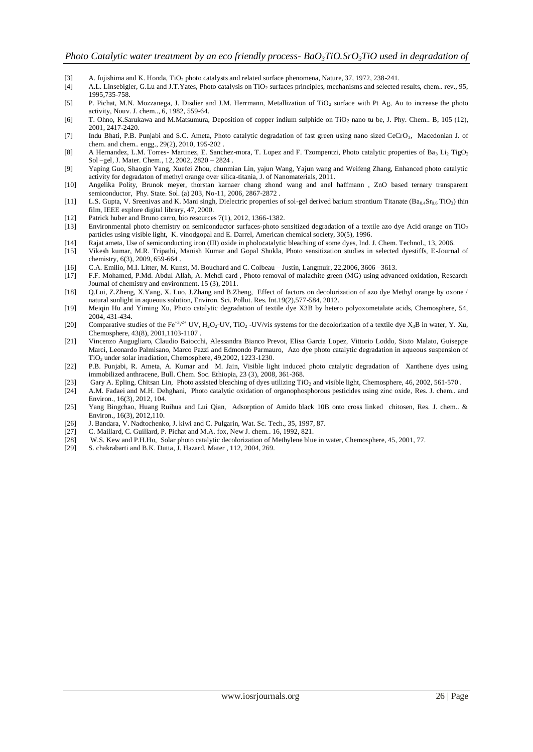[3] A. fujishima and K. Honda, $TiO_2$ photo catalysts and related surface phenomena, Nature, 37, 1972, 238-241.

[4] A.L. Linsebigler, G.Lu and J.T.Yates, Photo catalysis on $TiO_2$ surfaces principles, mechanisms and selected results, chem.. rev., 95, 1995,735-758.

[5] P. Pichat, M.N. Mozzanega, J. Disdier and J.M. Herrmann, Metallization of $TiO_2$ surface with Pt Ag, Au to increase the photo activity, Nouv. J. chem.., 6, 1982, 559-64.

[6] T. Ohno, K.Sarukawa and M.Matsumura, Deposition of copper indium sulphide on $TiO_2$ nano tu be, J. Phy. Chem.. B, 105 (12), 2001, 2417-2420.

[7] Indu Bhati, P.B. Punjabi and S.C. Ameta, Photo catalytic degradation of fast green using nano sized $CeCrO_3$, Macedonian J. of chem. and chem.. engg., 29(2), 2010, 195-202 .

[8] A Hernandez, L.M. Torres- Martinez, E. Sanchez-mora, T. Lopez and F. Tzompentzi, Photo catalytic properties of $Ba_3$ $Li_2$ $TigO_2$ Sol –gel, J. Mater. Chem., 12, 2002, 2820 – 2824 .

[9] Yaping Guo, Shaogin Yang, Xuefei Zhou, chunmian Lin, yajun Wang, Yajun wang and Weifeng Zhang, Enhanced photo catalytic activity for degradaton of methyl orange over silica-titania, J. of Nanomaterials, 2011.

[10] Angelika Polity, Brunok meyer, thorstan karnaer chang zhond wang and anel haffmann , ZnO based ternary transparent semiconductor, Phy. State. Sol. (a) 203, No-11, 2006, 2867-2872 .

[11] L.S. Gupta, V. Sreenivas and K. Mani singh, Dielectric properties of sol-gel derived barium strontium Titanate ($Ba_{0.4}Sr_{0.6}$ $TiO_3$) thin film, IEEE explore digital library, 47, 2000.

[12] Patrick huber and Bruno carro, bio resources 7(1), 2012, 1366-1382.

[13] Environmental photo chemistry on semiconductor surfaces-photo sensitized degradation of a textile azo dye Acid orange on $TiO_2$ particles using visible light, K. vinodgopal and E. Darrel, American chemical society, 30(5), 1996.

[14] Rajat ameta, Use of semiconducting iron (III) oxide in pholocatalytic bleaching of some dyes, Ind. J. Chem. Technol., 13, 2006.

[15] Vikesh kumar, M.R. Tripathi, Manish Kumar and Gopal Shukla, Photo sensitization studies in selected dyestiffs, E-Journal of chemistry, 6(3), 2009, 659-664 .

[16] C.A. Emilio, M.I. Litter, M. Kunst, M. Bouchard and C. Colbeau – Justin, Langmuir, 22,2006, 3606 –3613.

[17] F.F. Mohamed, P.Md. Abdul Allah, A. Mehdi card , Photo removal of malachite green (MG) using advanced oxidation, Research Journal of chemistry and environment. 15 (3), 2011.

[18] Q.Lui, Z.Zheng, X.Yang, X. Luo, J.Zhang and B.Zheng, Effect of factors on decolorization of azo dye Methyl orange by oxone / natural sunlight in aqueous solution, Environ. Sci. Pollut. Res. Int.19(2),577-584, 2012.

[19] Meiqin Hu and Yiming Xu, Photo catalytic degradation of textile dye X3B by hetero polyoxometalate acids, Chemosphere, 54, 2004, 431-434.

[20] Comparative studies of the $Fe^{+3/2+}$ UV, $H_2O_2$-UV, $TiO_2$ -UV/vis systems for the decolorization of a textile dye $X_3B$ in water, Y. Xu, Chemosphere, 43(8), 2001,1103-1107 .

[21] Vincenzo Augugliaro, Claudio Baiocchi, Alessandra Bianco Prevot, Elisa Garcia Lopez, Vittorio Loddo, Sixto Malato, Guiseppe Marci, Leonardo Palmisano, Marco Pazzi and Edmondo Parmauro, Azo dye photo catalytic degradation in aqueous suspension of $TiO_2$ under solar irradiation, Chemosphere, 49,2002, 1223-1230.

[22] P.B. Punjabi, R. Ameta, A. Kumar and M. Jain, Visible light induced photo catalytic degradation of Xanthene dyes using immobilized anthracene, Bull. Chem. Soc. Ethiopia, 23 (3), 2008, 361-368.

[23] Gary A. Epling, Chitsan Lin, Photo assisted bleaching of dyes utilizing $TiO_2$ and visible light, Chemosphere, 46, 2002, 561-570 .

[24] A.M. Fadaei and M.H. Dehghani, Photo catalytic oxidation of organophosphorous pesticides using zinc oxide, Res. J. chem.. and Environ., 16(3), 2012, 104.

[25] Yang Bingchao, Huang Ruihua and Lui Qian, Adsorption of Amido black 10B onto cross linked chitosen, Res. J. chem.. & Environ., 16(3), 2012,110.

[26] J. Bandara, V. Nadtochenko, J. kiwi and C. Pulgarin, Wat. Sc. Tech., 35, 1997, 87.

[27] C. Maillard, C. Guillard, P. Pichat and M.A. fox, New J. chem.. 16, 1992, 821.

[28] W.S. Kew and P.H.Ho, Solar photo catalytic decolorization of Methylene blue in water, Chemosphere, 45, 2001, 77.

[29] S. chakrabarti and B.K. Dutta, J. Hazard. Mater , 112, 2004, 269.